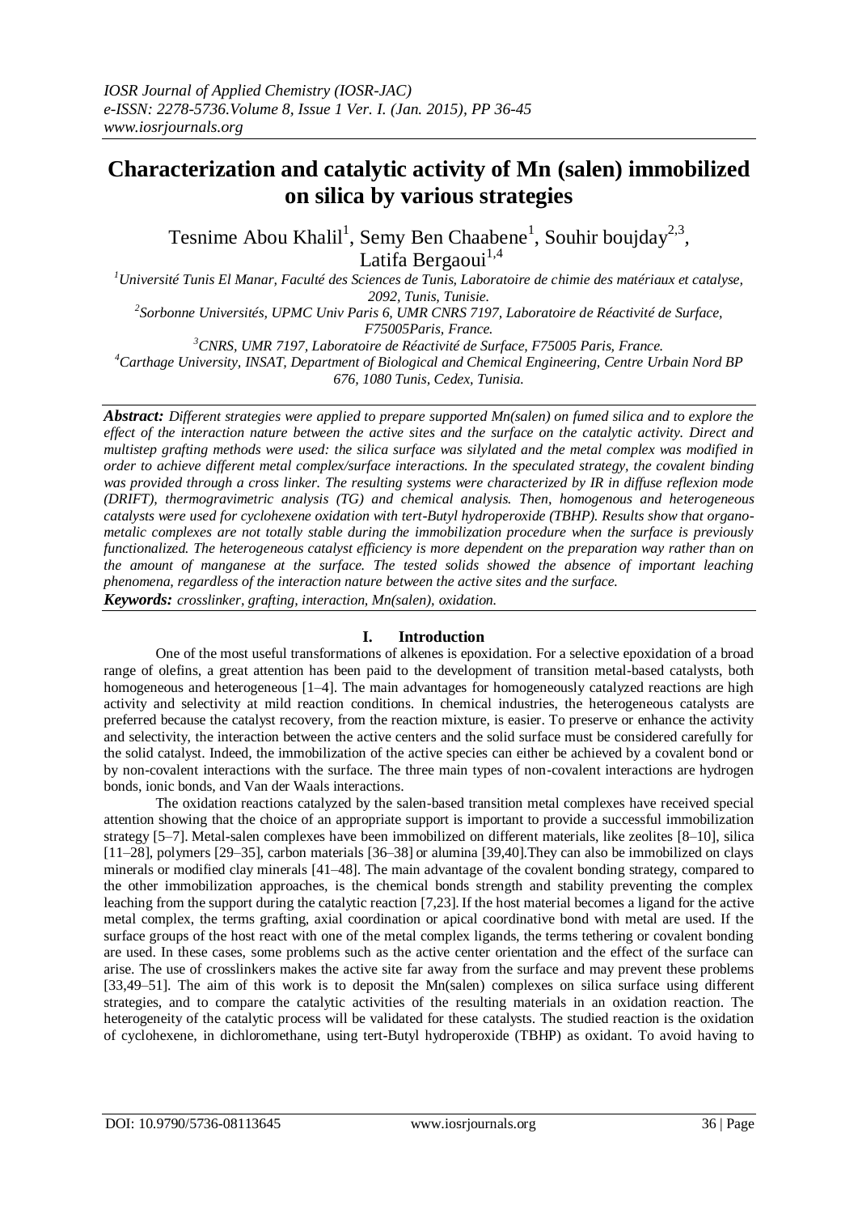# Characterization and catalytic activity of Mn (salen) immobilized on silica by various strategies

Tesnime Abou Khalil[1], Semy Ben Chaabene[1], Souhir boujday[2,3], Latifa Bergaoui[1,4]

[1]Université Tunis El Manar, Faculté des Sciences de Tunis, Laboratoire de chimie des matériaux et catalyse, 2092, Tunis, Tunisie.

[2]Sorbonne Universités, UPMC Univ Paris 6, UMR CNRS 7197, Laboratoire de Réactivité de Surface, F75005Paris, France.

[3]CNRS, UMR 7197, Laboratoire de Réactivité de Surface, F75005 Paris, France.

[4]Carthage University, INSAT, Department of Biological and Chemical Engineering, Centre Urbain Nord BP 676, 1080 Tunis, Cedex, Tunisia.

***Abstract:*** *Different strategies were applied to prepare supported Mn(salen) on fumed silica and to explore the effect of the interaction nature between the active sites and the surface on the catalytic activity. Direct and multistep grafting methods were used: the silica surface was silylated and the metal complex was modified in order to achieve different metal complex/surface interactions. In the speculated strategy, the covalent binding was provided through a cross linker. The resulting systems were characterized by IR in diffuse reflexion mode (DRIFT), thermogravimetric analysis (TG) and chemical analysis. Then, homogenous and heterogeneous catalysts were used for cyclohexene oxidation with tert-Butyl hydroperoxide (TBHP). Results show that organo-metalic complexes are not totally stable during the immobilization procedure when the surface is previously functionalized. The heterogeneous catalyst efficiency is more dependent on the preparation way rather than on the amount of manganese at the surface. The tested solids showed the absence of important leaching phenomena, regardless of the interaction nature between the active sites and the surface.*

***Keywords:*** *crosslinker, grafting, interaction, Mn(salen), oxidation.*

## I. Introduction

One of the most useful transformations of alkenes is epoxidation. For a selective epoxidation of a broad range of olefins, a great attention has been paid to the development of transition metal-based catalysts, both homogeneous and heterogeneous [1–4]. The main advantages for homogeneously catalyzed reactions are high activity and selectivity at mild reaction conditions. In chemical industries, the heterogeneous catalysts are preferred because the catalyst recovery, from the reaction mixture, is easier. To preserve or enhance the activity and selectivity, the interaction between the active centers and the solid surface must be considered carefully for the solid catalyst. Indeed, the immobilization of the active species can either be achieved by a covalent bond or by non-covalent interactions with the surface. The three main types of non-covalent interactions are hydrogen bonds, ionic bonds, and Van der Waals interactions.

The oxidation reactions catalyzed by the salen-based transition metal complexes have received special attention showing that the choice of an appropriate support is important to provide a successful immobilization strategy [5–7]. Metal-salen complexes have been immobilized on different materials, like zeolites [8–10], silica [11–28], polymers [29–35], carbon materials [36–38] or alumina [39,40].They can also be immobilized on clays minerals or modified clay minerals [41–48]. The main advantage of the covalent bonding strategy, compared to the other immobilization approaches, is the chemical bonds strength and stability preventing the complex leaching from the support during the catalytic reaction [7,23]. If the host material becomes a ligand for the active metal complex, the terms grafting, axial coordination or apical coordinative bond with metal are used. If the surface groups of the host react with one of the metal complex ligands, the terms tethering or covalent bonding are used. In these cases, some problems such as the active center orientation and the effect of the surface can arise. The use of crosslinkers makes the active site far away from the surface and may prevent these problems [33,49–51]. The aim of this work is to deposit the Mn(salen) complexes on silica surface using different strategies, and to compare the catalytic activities of the resulting materials in an oxidation reaction. The heterogeneity of the catalytic process will be validated for these catalysts. The studied reaction is the oxidation of cyclohexene, in dichloromethane, using tert-Butyl hydroperoxide (TBHP) as oxidant. To avoid having to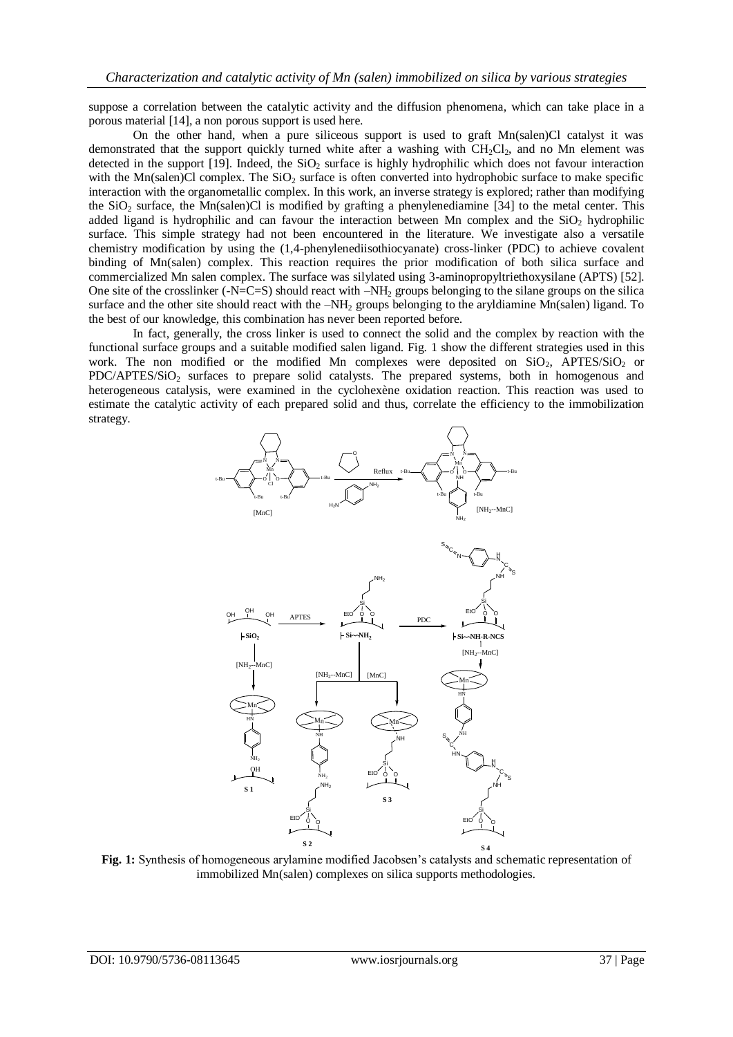suppose a correlation between the catalytic activity and the diffusion phenomena, which can take place in a porous material [14], a non porous support is used here.

On the other hand, when a pure siliceous support is used to graft Mn(salen)Cl catalyst it was demonstrated that the support quickly turned white after a washing with $CH_2Cl_2$, and no Mn element was detected in the support [19]. Indeed, the $SiO_2$ surface is highly hydrophilic which does not favour interaction with the Mn(salen)Cl complex. The $SiO_2$ surface is often converted into hydrophobic surface to make specific interaction with the organometallic complex. In this work, an inverse strategy is explored; rather than modifying the $SiO_2$ surface, the Mn(salen)Cl is modified by grafting a phenylenediamine [34] to the metal center. This added ligand is hydrophilic and can favour the interaction between Mn complex and the $SiO_2$ hydrophilic surface. This simple strategy had not been encountered in the literature. We investigate also a versatile chemistry modification by using the (1,4-phenylenediisothiocyanate) cross-linker (PDC) to achieve covalent binding of Mn(salen) complex. This reaction requires the prior modification of both silica surface and commercialized Mn salen complex. The surface was silylated using 3-aminopropyltriethoxysilane (APTS) [52]. One site of the crosslinker (-N=C=S) should react with $-NH_2$ groups belonging to the silane groups on the silica surface and the other site should react with the $-NH_2$ groups belonging to the aryldiamine Mn(salen) ligand. To the best of our knowledge, this combination has never been reported before.

In fact, generally, the cross linker is used to connect the solid and the complex by reaction with the functional surface groups and a suitable modified salen ligand. Fig. 1 show the different strategies used in this work. The non modified or the modified Mn complexes were deposited on $SiO_2$, APTES/$SiO_2$ or PDC/APTES/$SiO_2$ surfaces to prepare solid catalysts. The prepared systems, both in homogenous and heterogeneous catalysis, were examined in the cyclohexène oxidation reaction. This reaction was used to estimate the catalytic activity of each prepared solid and thus, correlate the efficiency to the immobilization strategy.

**Fig. 1:** Synthesis of homogeneous arylamine modified Jacobsen's catalysts and schematic representation of immobilized Mn(salen) complexes on silica supports methodologies.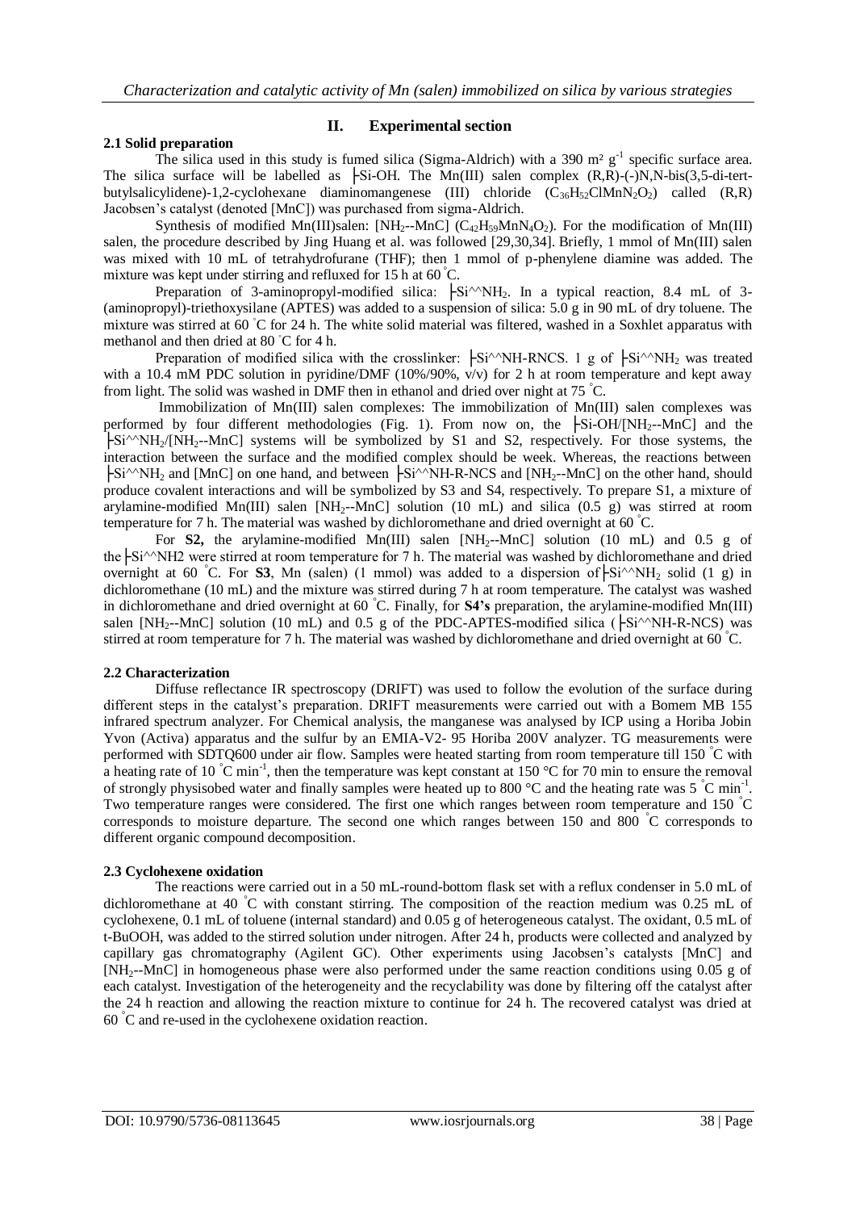## II. Experimental section

### 2.1 Solid preparation

The silica used in this study is fumed silica (Sigma-Aldrich) with a 390 m² $g^{-1}$ specific surface area. The silica surface will be labelled as ├Si-OH. The Mn(III) salen complex (R,R)-(-)N,N-bis(3,5-di-tert-butylsalicylidene)-1,2-cyclohexane diaminomangenese (III) chloride ($C_{36}H_{52}ClMnN_2O_2$) called (R,R) Jacobsen's catalyst (denoted [MnC]) was purchased from sigma-Aldrich.

Synthesis of modified Mn(III)salen: [$NH_2$--MnC] ($C_{42}H_{59}MnN_4O_2$). For the modification of Mn(III) salen, the procedure described by Jing Huang et al. was followed [29,30,34]. Briefly, 1 mmol of Mn(III) salen was mixed with 10 mL of tetrahydrofurane (THF); then 1 mmol of p-phenylene diamine was added. The mixture was kept under stirring and refluxed for 15 h at 60 °C.

Preparation of 3-aminopropyl-modified silica: ├Si^^$NH_2$. In a typical reaction, 8.4 mL of 3-(aminopropyl)-triethoxysilane (APTES) was added to a suspension of silica: 5.0 g in 90 mL of dry toluene. The mixture was stirred at 60 °C for 24 h. The white solid material was filtered, washed in a Soxhlet apparatus with methanol and then dried at 80 °C for 4 h.

Preparation of modified silica with the crosslinker: ├Si^^NH-RNCS. 1 g of ├Si^^$NH_2$ was treated with a 10.4 mM PDC solution in pyridine/DMF (10%/90%, v/v) for 2 h at room temperature and kept away from light. The solid was washed in DMF then in ethanol and dried over night at 75 °C.

Immobilization of Mn(III) salen complexes: The immobilization of Mn(III) salen complexes was performed by four different methodologies (Fig. 1). From now on, the ├Si-OH/[$NH_2$--MnC] and the ├Si^^$NH_2$/[$NH_2$--MnC] systems will be symbolized by S1 and S2, respectively. For those systems, the interaction between the surface and the modified complex should be week. Whereas, the reactions between ├Si^^$NH_2$ and [MnC] on one hand, and between ├Si^^NH-R-NCS and [$NH_2$--MnC] on the other hand, should produce covalent interactions and will be symbolized by S3 and S4, respectively. To prepare S1, a mixture of arylamine-modified Mn(III) salen [$NH_2$--MnC] solution (10 mL) and silica (0.5 g) was stirred at room temperature for 7 h. The material was washed by dichloromethane and dried overnight at 60 °C.

For **S2,** the arylamine-modified Mn(III) salen [$NH_2$--MnC] solution (10 mL) and 0.5 g of the├Si^^NH2 were stirred at room temperature for 7 h. The material was washed by dichloromethane and dried overnight at 60 °C. For **S3**, Mn (salen) (1 mmol) was added to a dispersion of├Si^^$NH_2$ solid (1 g) in dichloromethane (10 mL) and the mixture was stirred during 7 h at room temperature. The catalyst was washed in dichloromethane and dried overnight at 60 °C. Finally, for **S4's** preparation, the arylamine-modified Mn(III) salen [$NH_2$--MnC] solution (10 mL) and 0.5 g of the PDC-APTES-modified silica (├Si^^NH-R-NCS) was stirred at room temperature for 7 h. The material was washed by dichloromethane and dried overnight at 60 °C.

### 2.2 Characterization

Diffuse reflectance IR spectroscopy (DRIFT) was used to follow the evolution of the surface during different steps in the catalyst's preparation. DRIFT measurements were carried out with a Bomem MB 155 infrared spectrum analyzer. For Chemical analysis, the manganese was analysed by ICP using a Horiba Jobin Yvon (Activa) apparatus and the sulfur by an EMIA-V2- 95 Horiba 200V analyzer. TG measurements were performed with SDTQ600 under air flow. Samples were heated starting from room temperature till 150 °C with a heating rate of 10 °C $min^{-1}$, then the temperature was kept constant at 150 °C for 70 min to ensure the removal of strongly physisobed water and finally samples were heated up to 800 °C and the heating rate was 5 °C $min^{-1}$. Two temperature ranges were considered. The first one which ranges between room temperature and 150 °C corresponds to moisture departure. The second one which ranges between 150 and 800 °C corresponds to different organic compound decomposition.

### 2.3 Cyclohexene oxidation

The reactions were carried out in a 50 mL-round-bottom flask set with a reflux condenser in 5.0 mL of dichloromethane at 40 °C with constant stirring. The composition of the reaction medium was 0.25 mL of cyclohexene, 0.1 mL of toluene (internal standard) and 0.05 g of heterogeneous catalyst. The oxidant, 0.5 mL of t-BuOOH, was added to the stirred solution under nitrogen. After 24 h, products were collected and analyzed by capillary gas chromatography (Agilent GC). Other experiments using Jacobsen's catalysts [MnC] and [$NH_2$--MnC] in homogeneous phase were also performed under the same reaction conditions using 0.05 g of each catalyst. Investigation of the heterogeneity and the recyclability was done by filtering off the catalyst after the 24 h reaction and allowing the reaction mixture to continue for 24 h. The recovered catalyst was dried at 60 °C and re-used in the cyclohexene oxidation reaction.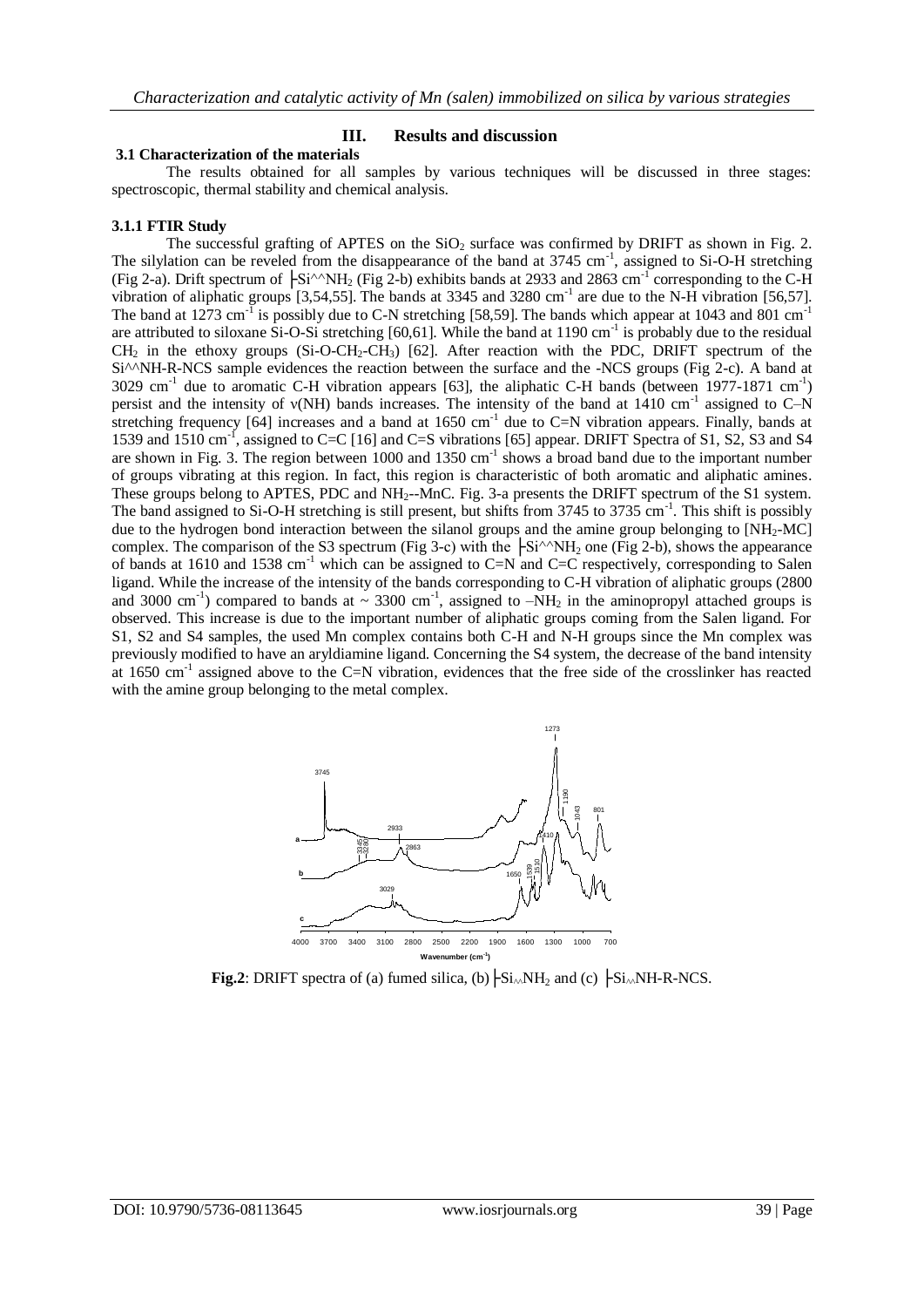## III. Results and discussion

### 3.1 Characterization of the materials

The results obtained for all samples by various techniques will be discussed in three stages: spectroscopic, thermal stability and chemical analysis.

#### 3.1.1 FTIR Study

The successful grafting of APTES on the $SiO_2$ surface was confirmed by DRIFT as shown in Fig. 2. The silylation can be reveled from the disappearance of the band at 3745 $cm^{-1}$, assigned to Si-O-H stretching (Fig 2-a). Drift spectrum of ├Si^^$NH_2$ (Fig 2-b) exhibits bands at 2933 and 2863 $cm^{-1}$ corresponding to the C-H vibration of aliphatic groups [3,54,55]. The bands at 3345 and 3280 $cm^{-1}$ are due to the N-H vibration [56,57]. The band at 1273 $cm^{-1}$ is possibly due to C-N stretching [58,59]. The bands which appear at 1043 and 801 $cm^{-1}$ are attributed to siloxane Si-O-Si stretching [60,61]. While the band at 1190 $cm^{-1}$ is probably due to the residual $CH_2$ in the ethoxy groups (Si-O-$CH_2$-$CH_3$) [62]. After reaction with the PDC, DRIFT spectrum of the Si^^NH-R-NCS sample evidences the reaction between the surface and the -NCS groups (Fig 2-c). A band at 3029 $cm^{-1}$ due to aromatic C-H vibration appears [63], the aliphatic C-H bands (between 1977-1871 $cm^{-1}$) persist and the intensity of ν(NH) bands increases. The intensity of the band at 1410 $cm^{-1}$ assigned to C–N stretching frequency [64] increases and a band at 1650 $cm^{-1}$ due to C=N vibration appears. Finally, bands at 1539 and 1510 $cm^{-1}$, assigned to C=C [16] and C=S vibrations [65] appear. DRIFT Spectra of S1, S2, S3 and S4 are shown in Fig. 3. The region between 1000 and 1350 $cm^{-1}$ shows a broad band due to the important number of groups vibrating at this region. In fact, this region is characteristic of both aromatic and aliphatic amines. These groups belong to APTES, PDC and $NH_2$--MnC. Fig. 3-a presents the DRIFT spectrum of the S1 system. The band assigned to Si-O-H stretching is still present, but shifts from 3745 to 3735 $cm^{-1}$. This shift is possibly due to the hydrogen bond interaction between the silanol groups and the amine group belonging to [$NH_2$-MC] complex. The comparison of the S3 spectrum (Fig 3-c) with the ├Si^^$NH_2$ one (Fig 2-b), shows the appearance of bands at 1610 and 1538 $cm^{-1}$ which can be assigned to C=N and C=C respectively, corresponding to Salen ligand. While the increase of the intensity of the bands corresponding to C-H vibration of aliphatic groups (2800 and 3000 $cm^{-1}$) compared to bands at ~ 3300 $cm^{-1}$, assigned to –$NH_2$ in the aminopropyl attached groups is observed. This increase is due to the important number of aliphatic groups coming from the Salen ligand. For S1, S2 and S4 samples, the used Mn complex contains both C-H and N-H groups since the Mn complex was previously modified to have an aryldiamine ligand. Concerning the S4 system, the decrease of the band intensity at 1650 $cm^{-1}$ assigned above to the C=N vibration, evidences that the free side of the crosslinker has reacted with the amine group belonging to the metal complex.

**Fig.2**: DRIFT spectra of (a) fumed silica, (b) ├Si^^$NH_2$ and (c) ├Si^^NH-R-NCS.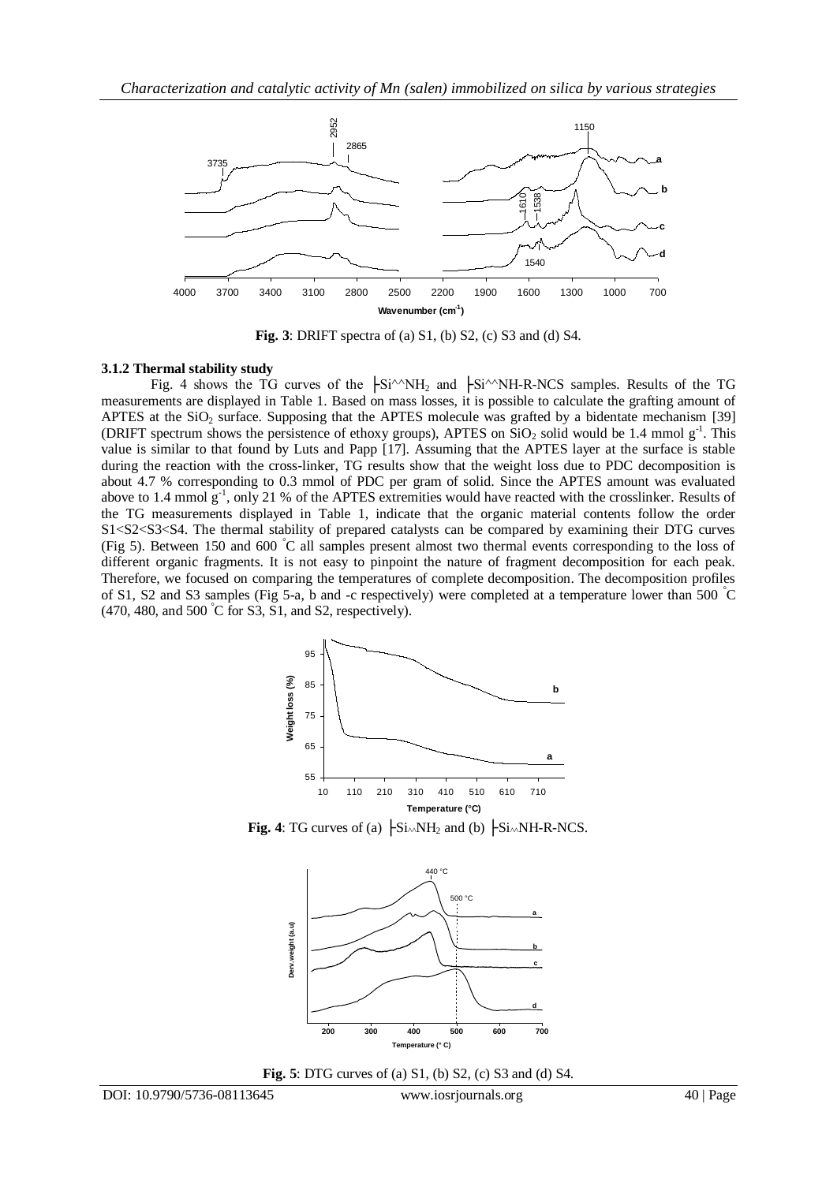**Fig. 3**: DRIFT spectra of (a) S1, (b) S2, (c) S3 and (d) S4.

### 3.1.2 Thermal stability study

Fig. 4 shows the TG curves of the ├Si^^$NH_2$ and ├Si^^NH-R-NCS samples. Results of the TG measurements are displayed in Table 1. Based on mass losses, it is possible to calculate the grafting amount of APTES at the $SiO_2$ surface. Supposing that the APTES molecule was grafted by a bidentate mechanism [39] (DRIFT spectrum shows the persistence of ethoxy groups), APTES on $SiO_2$ solid would be 1.4 mmol $g^{-1}$. This value is similar to that found by Luts and Papp [17]. Assuming that the APTES layer at the surface is stable during the reaction with the cross-linker, TG results show that the weight loss due to PDC decomposition is about 4.7 % corresponding to 0.3 mmol of PDC per gram of solid. Since the APTES amount was evaluated above to 1.4 mmol $g^{-1}$, only 21 % of the APTES extremities would have reacted with the crosslinker. Results of the TG measurements displayed in Table 1, indicate that the organic material contents follow the order S1<S2<S3<S4. The thermal stability of prepared catalysts can be compared by examining their DTG curves (Fig 5). Between 150 and 600 °C all samples present almost two thermal events corresponding to the loss of different organic fragments. It is not easy to pinpoint the nature of fragment decomposition for each peak. Therefore, we focused on comparing the temperatures of complete decomposition. The decomposition profiles of S1, S2 and S3 samples (Fig 5-a, b and -c respectively) were completed at a temperature lower than 500 °C (470, 480, and 500 °C for S3, S1, and S2, respectively).

**Fig. 4**: TG curves of (a) ├Si^^$NH_2$ and (b) ├Si^^NH-R-NCS.

**Fig. 5**: DTG curves of (a) S1, (b) S2, (c) S3 and (d) S4.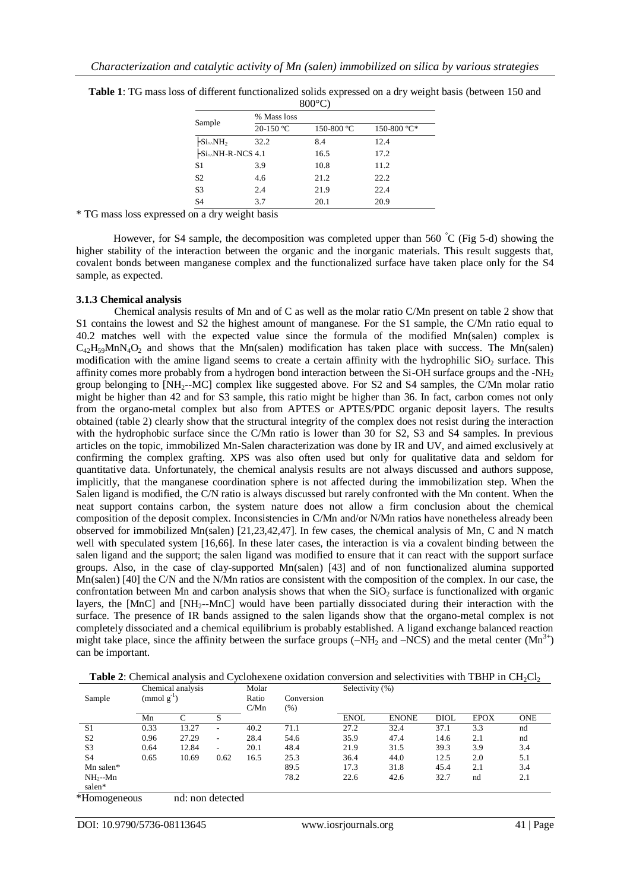**Table 1**: TG mass loss of different functionalized solids expressed on a dry weight basis (between 150 and 800°C)

| Sample | % Mass loss | | |
|---|---|---|---|
| | 20-150 °C | 150-800 °C | 150-800 °C* |
| $\vdash Si_{\sim}NH_2$ | 32.2 | 8.4 | 12.4 |
| $\vdash Si_{\sim}NH$-R-NCS | 4.1 | 16.5 | 17.2 |
| S1 | 3.9 | 10.8 | 11.2 |
| S2 | 4.6 | 21.2 | 22.2 |
| S3 | 2.4 | 21.9 | 22.4 |
| S4 | 3.7 | 20.1 | 20.9 |

\* TG mass loss expressed on a dry weight basis

However, for S4 sample, the decomposition was completed upper than 560 °C (Fig 5-d) showing the higher stability of the interaction between the organic and the inorganic materials. This result suggests that, covalent bonds between manganese complex and the functionalized surface have taken place only for the S4 sample, as expected.

### 3.1.3 Chemical analysis

Chemical analysis results of Mn and of C as well as the molar ratio C/Mn present on table 2 show that S1 contains the lowest and S2 the highest amount of manganese. For the S1 sample, the C/Mn ratio equal to 40.2 matches well with the expected value since the formula of the modified Mn(salen) complex is $C_{42}H_{59}MnN_4O_2$ and shows that the Mn(salen) modification has taken place with success. The Mn(salen) modification with the amine ligand seems to create a certain affinity with the hydrophilic $SiO_2$ surface. This affinity comes more probably from a hydrogen bond interaction between the Si-OH surface groups and the $-NH_2$ group belonging to [$NH_2$--MC] complex like suggested above. For S2 and S4 samples, the C/Mn molar ratio might be higher than 42 and for S3 sample, this ratio might be higher than 36. In fact, carbon comes not only from the organo-metal complex but also from APTES or APTES/PDC organic deposit layers. The results obtained (table 2) clearly show that the structural integrity of the complex does not resist during the interaction with the hydrophobic surface since the C/Mn ratio is lower than 30 for S2, S3 and S4 samples. In previous articles on the topic, immobilized Mn-Salen characterization was done by IR and UV, and aimed exclusively at confirming the complex grafting. XPS was also often used but only for qualitative data and seldom for quantitative data. Unfortunately, the chemical analysis results are not always discussed and authors suppose, implicitly, that the manganese coordination sphere is not affected during the immobilization step. When the Salen ligand is modified, the C/N ratio is always discussed but rarely confronted with the Mn content. When the neat support contains carbon, the system nature does not allow a firm conclusion about the chemical composition of the deposit complex. Inconsistencies in C/Mn and/or N/Mn ratios have nonetheless already been observed for immobilized Mn(salen) [21,23,42,47]. In few cases, the chemical analysis of Mn, C and N match well with speculated system [16,66]. In these later cases, the interaction is via a covalent binding between the salen ligand and the support; the salen ligand was modified to ensure that it can react with the support surface groups. Also, in the case of clay-supported Mn(salen) [43] and of non functionalized alumina supported Mn(salen) [40] the C/N and the N/Mn ratios are consistent with the composition of the complex. In our case, the confrontation between Mn and carbon analysis shows that when the $SiO_2$ surface is functionalized with organic layers, the [MnC] and [$NH_2$--MnC] would have been partially dissociated during their interaction with the surface. The presence of IR bands assigned to the salen ligands show that the organo-metal complex is not completely dissociated and a chemical equilibrium is probably established. A ligand exchange balanced reaction might take place, since the affinity between the surface groups ($-NH_2$ and $-NCS$) and the metal center ($Mn^{3+}$) can be important.

**Table 2**: Chemical analysis and Cyclohexene oxidation conversion and selectivities with TBHP in $CH_2Cl_2$

| Sample | Chemical analysis (mmol $g^{-1}$) | | | Molar Ratio C/Mn | Conversion (%) | Selectivity (%) | | | | |
|---|---|---|---|---|---|---|---|---|---|---|
| | Mn | C | S | | | ENOL | ENONE | DIOL | EPOX | ONE |
| S1 | 0.33 | 13.27 | - | 40.2 | 71.1 | 27.2 | 32.4 | 37.1 | 3.3 | nd |
| S2 | 0.96 | 27.29 | - | 28.4 | 54.6 | 35.9 | 47.4 | 14.6 | 2.1 | nd |
| S3 | 0.64 | 12.84 | - | 20.1 | 48.4 | 21.9 | 31.5 | 39.3 | 3.9 | 3.4 |
| S4 | 0.65 | 10.69 | 0.62 | 16.5 | 25.3 | 36.4 | 44.0 | 12.5 | 2.0 | 5.1 |
| Mn salen* | | | | | 89.5 | 17.3 | 31.8 | 45.4 | 2.1 | 3.4 |
| $NH_2$--Mn salen* | | | | | 78.2 | 22.6 | 42.6 | 32.7 | nd | 2.1 |

\*Homogeneous nd: non detected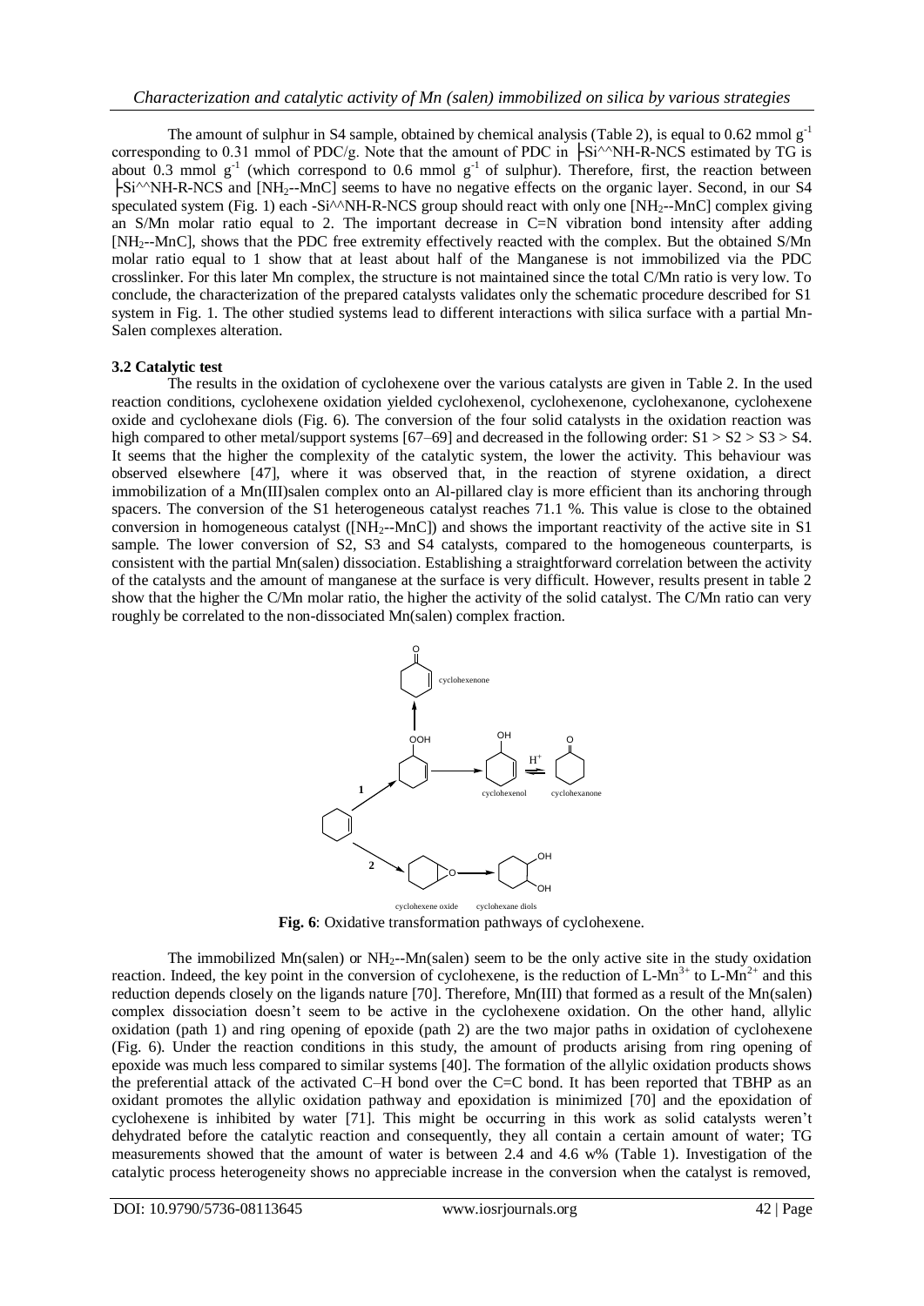The amount of sulphur in S4 sample, obtained by chemical analysis (Table 2), is equal to 0.62 mmol $g^{-1}$ corresponding to 0.31 mmol of PDC/g. Note that the amount of PDC in ├Si^^NH-R-NCS estimated by TG is about 0.3 mmol $g^{-1}$ (which correspond to 0.6 mmol $g^{-1}$ of sulphur). Therefore, first, the reaction between ├Si^^NH-R-NCS and [$NH_2$--MnC] seems to have no negative effects on the organic layer. Second, in our S4 speculated system (Fig. 1) each -Si^^NH-R-NCS group should react with only one [$NH_2$--MnC] complex giving an S/Mn molar ratio equal to 2. The important decrease in C=N vibration bond intensity after adding [$NH_2$--MnC], shows that the PDC free extremity effectively reacted with the complex. But the obtained S/Mn molar ratio equal to 1 show that at least about half of the Manganese is not immobilized via the PDC crosslinker. For this later Mn complex, the structure is not maintained since the total C/Mn ratio is very low. To conclude, the characterization of the prepared catalysts validates only the schematic procedure described for S1 system in Fig. 1. The other studied systems lead to different interactions with silica surface with a partial Mn-Salen complexes alteration.

### 3.2 Catalytic test

The results in the oxidation of cyclohexene over the various catalysts are given in Table 2. In the used reaction conditions, cyclohexene oxidation yielded cyclohexenol, cyclohexenone, cyclohexanone, cyclohexene oxide and cyclohexane diols (Fig. 6). The conversion of the four solid catalysts in the oxidation reaction was high compared to other metal/support systems [67–69] and decreased in the following order: S1 > S2 > S3 > S4. It seems that the higher the complexity of the catalytic system, the lower the activity. This behaviour was observed elsewhere [47], where it was observed that, in the reaction of styrene oxidation, a direct immobilization of a Mn(III)salen complex onto an Al-pillared clay is more efficient than its anchoring through spacers. The conversion of the S1 heterogeneous catalyst reaches 71.1 %. This value is close to the obtained conversion in homogeneous catalyst ([$NH_2$--MnC]) and shows the important reactivity of the active site in S1 sample. The lower conversion of S2, S3 and S4 catalysts, compared to the homogeneous counterparts, is consistent with the partial Mn(salen) dissociation. Establishing a straightforward correlation between the activity of the catalysts and the amount of manganese at the surface is very difficult. However, results present in table 2 show that the higher the C/Mn molar ratio, the higher the activity of the solid catalyst. The C/Mn ratio can very roughly be correlated to the non-dissociated Mn(salen) complex fraction.

**Fig. 6**: Oxidative transformation pathways of cyclohexene.

The immobilized Mn(salen) or $NH_2$--Mn(salen) seem to be the only active site in the study oxidation reaction. Indeed, the key point in the conversion of cyclohexene, is the reduction of L-$Mn^{3+}$ to L-$Mn^{2+}$ and this reduction depends closely on the ligands nature [70]. Therefore, Mn(III) that formed as a result of the Mn(salen) complex dissociation doesn't seem to be active in the cyclohexene oxidation. On the other hand, allylic oxidation (path 1) and ring opening of epoxide (path 2) are the two major paths in oxidation of cyclohexene (Fig. 6). Under the reaction conditions in this study, the amount of products arising from ring opening of epoxide was much less compared to similar systems [40]. The formation of the allylic oxidation products shows the preferential attack of the activated C–H bond over the C=C bond. It has been reported that TBHP as an oxidant promotes the allylic oxidation pathway and epoxidation is minimized [70] and the epoxidation of cyclohexene is inhibited by water [71]. This might be occurring in this work as solid catalysts weren't dehydrated before the catalytic reaction and consequently, they all contain a certain amount of water; TG measurements showed that the amount of water is between 2.4 and 4.6 w% (Table 1). Investigation of the catalytic process heterogeneity shows no appreciable increase in the conversion when the catalyst is removed,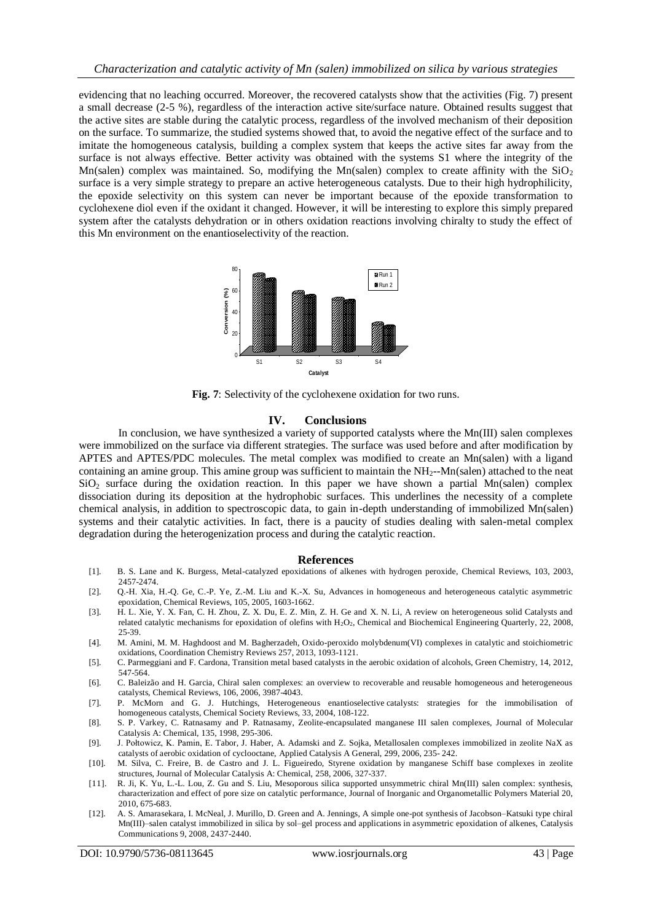evidencing that no leaching occurred. Moreover, the recovered catalysts show that the activities (Fig. 7) present a small decrease (2-5 %), regardless of the interaction active site/surface nature. Obtained results suggest that the active sites are stable during the catalytic process, regardless of the involved mechanism of their deposition on the surface. To summarize, the studied systems showed that, to avoid the negative effect of the surface and to imitate the homogeneous catalysis, building a complex system that keeps the active sites far away from the surface is not always effective. Better activity was obtained with the systems S1 where the integrity of the Mn(salen) complex was maintained. So, modifying the Mn(salen) complex to create affinity with the $SiO_2$ surface is a very simple strategy to prepare an active heterogeneous catalysts. Due to their high hydrophilicity, the epoxide selectivity on this system can never be important because of the epoxide transformation to cyclohexene diol even if the oxidant it changed. However, it will be interesting to explore this simply prepared system after the catalysts dehydration or in others oxidation reactions involving chiralty to study the effect of this Mn environment on the enantioselectivity of the reaction.

**Fig. 7**: Selectivity of the cyclohexene oxidation for two runs.

## IV. Conclusions

In conclusion, we have synthesized a variety of supported catalysts where the Mn(III) salen complexes were immobilized on the surface via different strategies. The surface was used before and after modification by APTES and APTES/PDC molecules. The metal complex was modified to create an Mn(salen) with a ligand containing an amine group. This amine group was sufficient to maintain the $NH_2$--Mn(salen) attached to the neat $SiO_2$ surface during the oxidation reaction. In this paper we have shown a partial Mn(salen) complex dissociation during its deposition at the hydrophobic surfaces. This underlines the necessity of a complete chemical analysis, in addition to spectroscopic data, to gain in-depth understanding of immobilized Mn(salen) systems and their catalytic activities. In fact, there is a paucity of studies dealing with salen-metal complex degradation during the heterogenization process and during the catalytic reaction.

## References

[1]. B. S. Lane and K. Burgess, Metal-catalyzed epoxidations of alkenes with hydrogen peroxide, Chemical Reviews, 103, 2003, 2457-2474.

[2]. Q.-H. Xia, H.-Q. Ge, C.-P. Ye, Z.-M. Liu and K.-X. Su, Advances in homogeneous and heterogeneous catalytic asymmetric epoxidation, Chemical Reviews, 105, 2005, 1603-1662.

[3]. H. L. Xie, Y. X. Fan, C. H. Zhou, Z. X. Du, E. Z. Min, Z. H. Ge and X. N. Li, A review on heterogeneous solid Catalysts and related catalytic mechanisms for epoxidation of olefins with $H_2O_2$, Chemical and Biochemical Engineering Quarterly, 22, 2008, 25-39.

[4]. M. Amini, M. M. Haghdoost and M. Bagherzadeh, Oxido-peroxido molybdenum(VI) complexes in catalytic and stoichiometric oxidations, Coordination Chemistry Reviews 257, 2013, 1093-1121.

[5]. C. Parmeggiani and F. Cardona, Transition metal based catalysts in the aerobic oxidation of alcohols, Green Chemistry, 14, 2012, 547-564.

[6]. C. Baleizão and H. Garcia, Chiral salen complexes: an overview to recoverable and reusable homogeneous and heterogeneous catalysts, Chemical Reviews, 106, 2006, 3987-4043.

[7]. P. McMorn and G. J. Hutchings, Heterogeneous enantioselective catalysts: strategies for the immobilisation of homogeneous catalysts, Chemical Society Reviews, 33, 2004, 108-122.

[8]. S. P. Varkey, C. Ratnasamy and P. Ratnasamy, Zeolite-encapsulated manganese III salen complexes, Journal of Molecular Catalysis A: Chemical, 135, 1998, 295-306.

[9]. J. Połtowicz, K. Pamin, E. Tabor, J. Haber, A. Adamski and Z. Sojka, Metallosalen complexes immobilized in zeolite NaX as catalysts of aerobic oxidation of cyclooctane, Applied Catalysis A General, 299, 2006, 235- 242.

[10]. M. Silva, C. Freire, B. de Castro and J. L. Figueiredo, Styrene oxidation by manganese Schiff base complexes in zeolite structures, Journal of Molecular Catalysis A: Chemical, 258, 2006, 327-337.

[11]. R. Ji, K. Yu, L.-L. Lou, Z. Gu and S. Liu, Mesoporous silica supported unsymmetric chiral Mn(III) salen complex: synthesis, characterization and effect of pore size on catalytic performance, Journal of Inorganic and Organometallic Polymers Material 20, 2010, 675-683.

[12]. A. S. Amarasekara, I. McNeal, J. Murillo, D. Green and A. Jennings, A simple one-pot synthesis of Jacobson–Katsuki type chiral Mn(III)–salen catalyst immobilized in silica by sol–gel process and applications in asymmetric epoxidation of alkenes, Catalysis Communications 9, 2008, 2437-2440.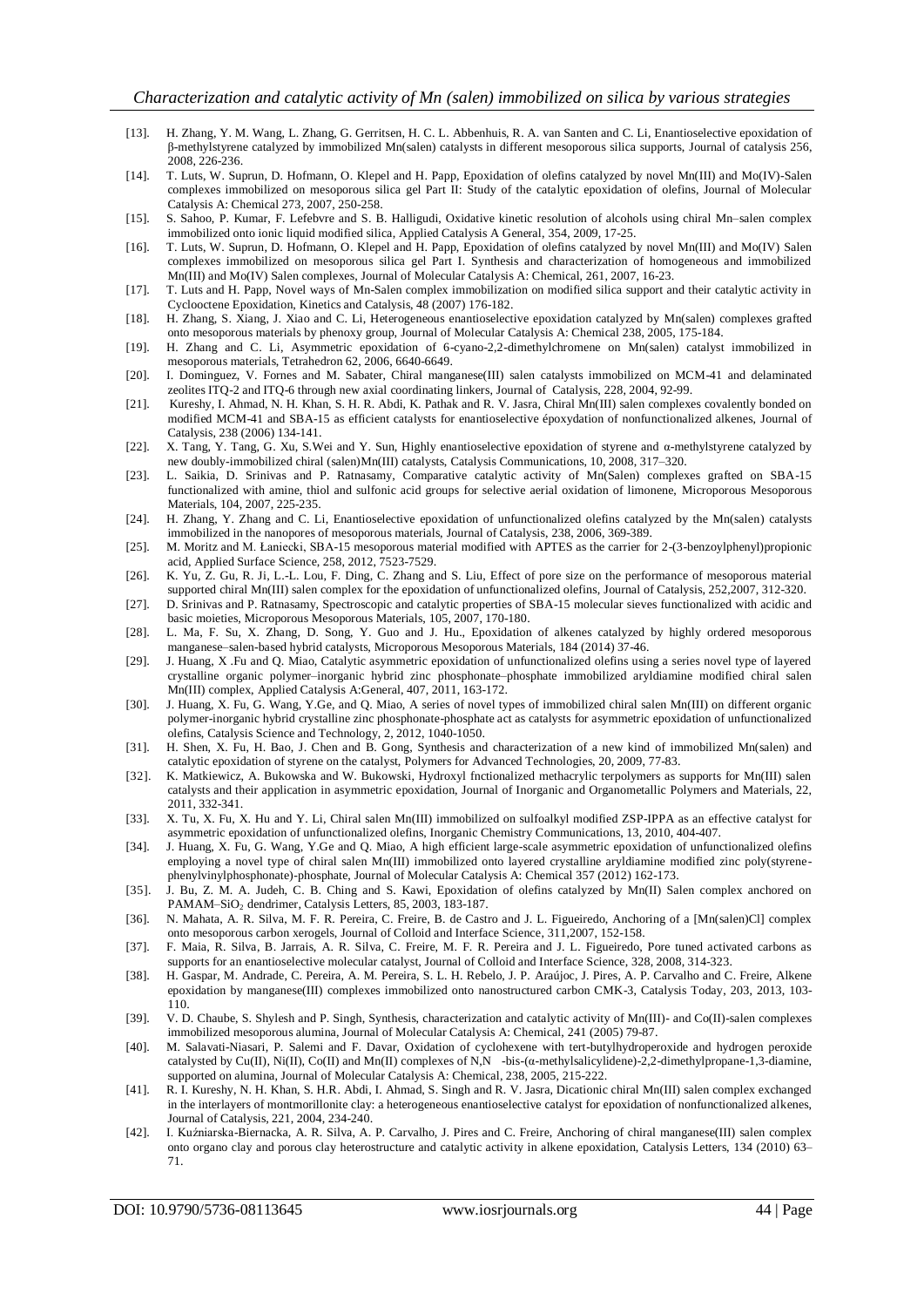[13]. H. Zhang, Y. M. Wang, L. Zhang, G. Gerritsen, H. C. L. Abbenhuis, R. A. van Santen and C. Li, Enantioselective epoxidation of β-methylstyrene catalyzed by immobilized Mn(salen) catalysts in different mesoporous silica supports, Journal of catalysis 256, 2008, 226-236.

[14]. T. Luts, W. Suprun, D. Hofmann, O. Klepel and H. Papp, Epoxidation of olefins catalyzed by novel Mn(III) and Mo(IV)-Salen complexes immobilized on mesoporous silica gel Part II: Study of the catalytic epoxidation of olefins, Journal of Molecular Catalysis A: Chemical 273, 2007, 250-258.

[15]. S. Sahoo, P. Kumar, F. Lefebvre and S. B. Halligudi, Oxidative kinetic resolution of alcohols using chiral Mn–salen complex immobilized onto ionic liquid modified silica, Applied Catalysis A General, 354, 2009, 17-25.

[16]. T. Luts, W. Suprun, D. Hofmann, O. Klepel and H. Papp, Epoxidation of olefins catalyzed by novel Mn(III) and Mo(IV) Salen complexes immobilized on mesoporous silica gel Part I. Synthesis and characterization of homogeneous and immobilized Mn(III) and Mo(IV) Salen complexes, Journal of Molecular Catalysis A: Chemical, 261, 2007, 16-23.

[17]. T. Luts and H. Papp, Novel ways of Mn-Salen complex immobilization on modified silica support and their catalytic activity in Cyclooctene Epoxidation, Kinetics and Catalysis, 48 (2007) 176-182.

[18]. H. Zhang, S. Xiang, J. Xiao and C. Li, Heterogeneous enantioselective epoxidation catalyzed by Mn(salen) complexes grafted onto mesoporous materials by phenoxy group, Journal of Molecular Catalysis A: Chemical 238, 2005, 175-184.

[19]. H. Zhang and C. Li, Asymmetric epoxidation of 6-cyano-2,2-dimethylchromene on Mn(salen) catalyst immobilized in mesoporous materials, Tetrahedron 62, 2006, 6640-6649.

[20]. I. Dominguez, V. Fornes and M. Sabater, Chiral manganese(III) salen catalysts immobilized on MCM-41 and delaminated zeolites ITQ-2 and ITQ-6 through new axial coordinating linkers, Journal of Catalysis, 228, 2004, 92-99.

[21]. Kureshy, I. Ahmad, N. H. Khan, S. H. R. Abdi, K. Pathak and R. V. Jasra, Chiral Mn(III) salen complexes covalently bonded on modified MCM-41 and SBA-15 as efficient catalysts for enantioselective époxydation of nonfunctionalized alkenes, Journal of Catalysis, 238 (2006) 134-141.

[22]. X. Tang, Y. Tang, G. Xu, S.Wei and Y. Sun, Highly enantioselective epoxidation of styrene and α-methylstyrene catalyzed by new doubly-immobilized chiral (salen)Mn(III) catalysts, Catalysis Communications, 10, 2008, 317–320.

[23]. L. Saikia, D. Srinivas and P. Ratnasamy, Comparative catalytic activity of Mn(Salen) complexes grafted on SBA-15 functionalized with amine, thiol and sulfonic acid groups for selective aerial oxidation of limonene, Microporous Mesoporous Materials, 104, 2007, 225-235.

[24]. H. Zhang, Y. Zhang and C. Li, Enantioselective epoxidation of unfunctionalized olefins catalyzed by the Mn(salen) catalysts immobilized in the nanopores of mesoporous materials, Journal of Catalysis, 238, 2006, 369-389.

[25]. M. Moritz and M. Łaniecki, SBA-15 mesoporous material modified with APTES as the carrier for 2-(3-benzoylphenyl)propionic acid, Applied Surface Science, 258, 2012, 7523-7529.

[26]. K. Yu, Z. Gu, R. Ji, L.-L. Lou, F. Ding, C. Zhang and S. Liu, Effect of pore size on the performance of mesoporous material supported chiral Mn(III) salen complex for the epoxidation of unfunctionalized olefins, Journal of Catalysis, 252,2007, 312-320.

[27]. D. Srinivas and P. Ratnasamy, Spectroscopic and catalytic properties of SBA-15 molecular sieves functionalized with acidic and basic moieties, Microporous Mesoporous Materials, 105, 2007, 170-180.

[28]. L. Ma, F. Su, X. Zhang, D. Song, Y. Guo and J. Hu., Epoxidation of alkenes catalyzed by highly ordered mesoporous manganese–salen-based hybrid catalysts, Microporous Mesoporous Materials, 184 (2014) 37-46.

[29]. J. Huang, X .Fu and Q. Miao, Catalytic asymmetric epoxidation of unfunctionalized olefins using a series novel type of layered crystalline organic polymer–inorganic hybrid zinc phosphonate–phosphate immobilized aryldiamine modified chiral salen Mn(III) complex, Applied Catalysis A:General, 407, 2011, 163-172.

[30]. J. Huang, X. Fu, G. Wang, Y.Ge, and Q. Miao, A series of novel types of immobilized chiral salen Mn(III) on different organic polymer-inorganic hybrid crystalline zinc phosphonate-phosphate act as catalysts for asymmetric epoxidation of unfunctionalized olefins, Catalysis Science and Technology, 2, 2012, 1040-1050.

[31]. H. Shen, X. Fu, H. Bao, J. Chen and B. Gong, Synthesis and characterization of a new kind of immobilized Mn(salen) and catalytic epoxidation of styrene on the catalyst, Polymers for Advanced Technologies, 20, 2009, 77-83.

[32]. K. Matkiewicz, A. Bukowska and W. Bukowski, Hydroxyl fnctionalized methacrylic terpolymers as supports for Mn(III) salen catalysts and their application in asymmetric epoxidation, Journal of Inorganic and Organometallic Polymers and Materials, 22, 2011, 332-341.

[33]. X. Tu, X. Fu, X. Hu and Y. Li, Chiral salen Mn(III) immobilized on sulfoalkyl modified ZSP-IPPA as an effective catalyst for asymmetric epoxidation of unfunctionalized olefins, Inorganic Chemistry Communications, 13, 2010, 404-407.

[34]. J. Huang, X. Fu, G. Wang, Y.Ge and Q. Miao, A high efficient large-scale asymmetric epoxidation of unfunctionalized olefins employing a novel type of chiral salen Mn(III) immobilized onto layered crystalline aryldiamine modified zinc poly(styrene-phenylvinylphosphonate)-phosphate, Journal of Molecular Catalysis A: Chemical 357 (2012) 162-173.

[35]. J. Bu, Z. M. A. Judeh, C. B. Ching and S. Kawi, Epoxidation of olefins catalyzed by Mn(II) Salen complex anchored on PAMAM–$SiO_2$ dendrimer, Catalysis Letters, 85, 2003, 183-187.

[36]. N. Mahata, A. R. Silva, M. F. R. Pereira, C. Freire, B. de Castro and J. L. Figueiredo, Anchoring of a [Mn(salen)Cl] complex onto mesoporous carbon xerogels, Journal of Colloid and Interface Science, 311,2007, 152-158.

[37]. F. Maia, R. Silva, B. Jarrais, A. R. Silva, C. Freire, M. F. R. Pereira and J. L. Figueiredo, Pore tuned activated carbons as supports for an enantioselective molecular catalyst, Journal of Colloid and Interface Science, 328, 2008, 314-323.

[38]. H. Gaspar, M. Andrade, C. Pereira, A. M. Pereira, S. L. H. Rebelo, J. P. Araújoc, J. Pires, A. P. Carvalho and C. Freire, Alkene epoxidation by manganese(III) complexes immobilized onto nanostructured carbon CMK-3, Catalysis Today, 203, 2013, 103-110.

[39]. V. D. Chaube, S. Shylesh and P. Singh, Synthesis, characterization and catalytic activity of Mn(III)- and Co(II)-salen complexes immobilized mesoporous alumina, Journal of Molecular Catalysis A: Chemical, 241 (2005) 79-87.

[40]. M. Salavati-Niasari, P. Salemi and F. Davar, Oxidation of cyclohexene with tert-butylhydroperoxide and hydrogen peroxide catalysted by Cu(II), Ni(II), Co(II) and Mn(II) complexes of N,N -bis-(α-methylsalicylidene)-2,2-dimethylpropane-1,3-diamine, supported on alumina, Journal of Molecular Catalysis A: Chemical, 238, 2005, 215-222.

[41]. R. I. Kureshy, N. H. Khan, S. H.R. Abdi, I. Ahmad, S. Singh and R. V. Jasra, Dicationic chiral Mn(III) salen complex exchanged in the interlayers of montmorillonite clay: a heterogeneous enantioselective catalyst for epoxidation of nonfunctionalized alkenes, Journal of Catalysis, 221, 2004, 234-240.

[42]. I. Kuźniarska-Biernacka, A. R. Silva, A. P. Carvalho, J. Pires and C. Freire, Anchoring of chiral manganese(III) salen complex onto organo clay and porous clay heterostructure and catalytic activity in alkene epoxidation, Catalysis Letters, 134 (2010) 63–71.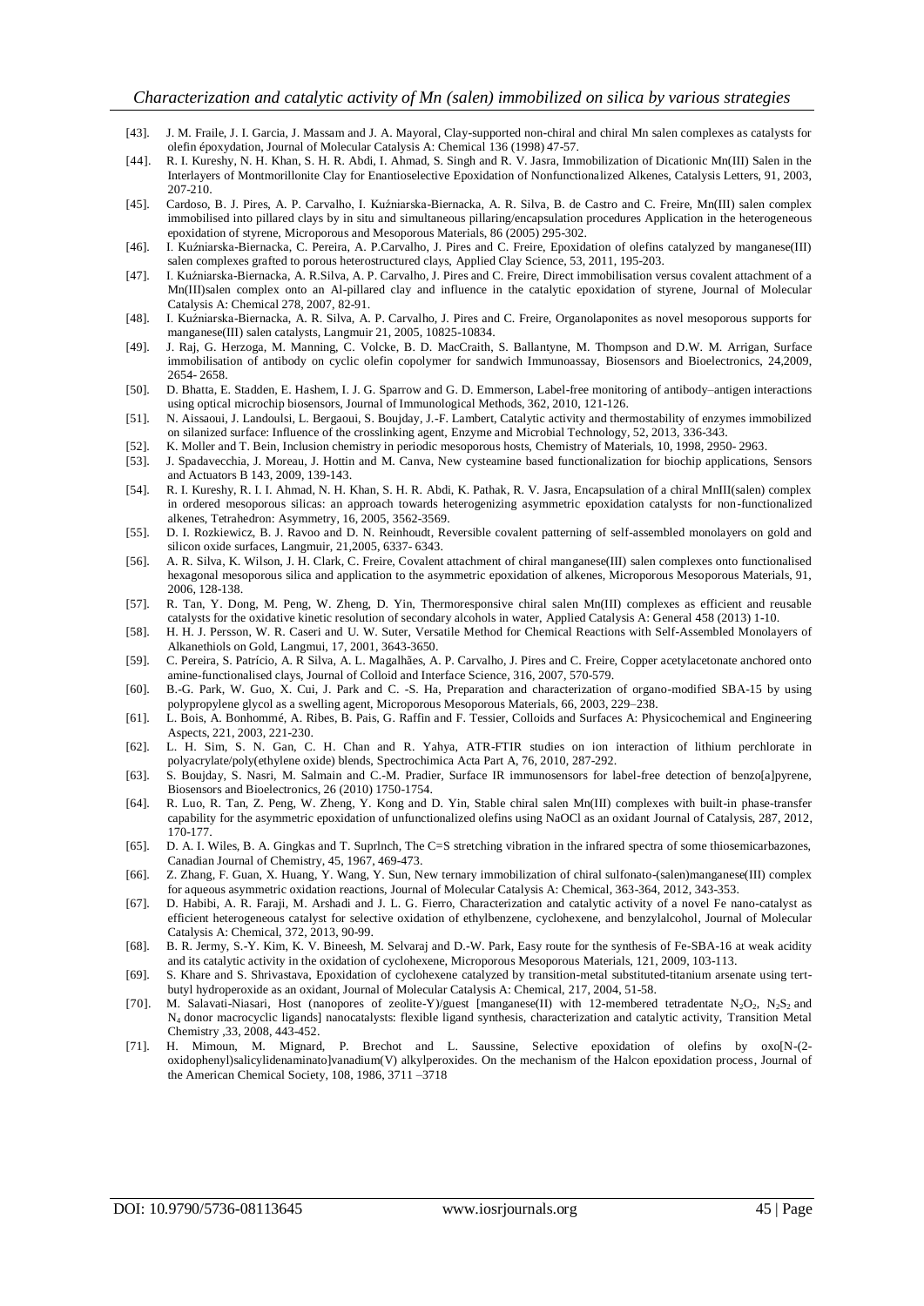[43]. J. M. Fraile, J. I. Garcia, J. Massam and J. A. Mayoral, Clay-supported non-chiral and chiral Mn salen complexes as catalysts for olefin époxydation, Journal of Molecular Catalysis A: Chemical 136 (1998) 47-57.

[44]. R. I. Kureshy, N. H. Khan, S. H. R. Abdi, I. Ahmad, S. Singh and R. V. Jasra, Immobilization of Dicationic Mn(III) Salen in the Interlayers of Montmorillonite Clay for Enantioselective Epoxidation of Nonfunctionalized Alkenes, Catalysis Letters, 91, 2003, 207-210.

[45]. Cardoso, B. J. Pires, A. P. Carvalho, I. Kuźniarska-Biernacka, A. R. Silva, B. de Castro and C. Freire, Mn(III) salen complex immobilised into pillared clays by in situ and simultaneous pillaring/encapsulation procedures Application in the heterogeneous epoxidation of styrene, Microporous and Mesoporous Materials, 86 (2005) 295-302.

[46]. I. Kuźniarska-Biernacka, C. Pereira, A. P.Carvalho, J. Pires and C. Freire, Epoxidation of olefins catalyzed by manganese(III) salen complexes grafted to porous heterostructured clays, Applied Clay Science, 53, 2011, 195-203.

[47]. I. Kuźniarska-Biernacka, A. R.Silva, A. P. Carvalho, J. Pires and C. Freire, Direct immobilisation versus covalent attachment of a Mn(III)salen complex onto an Al-pillared clay and influence in the catalytic epoxidation of styrene, Journal of Molecular Catalysis A: Chemical 278, 2007, 82-91.

[48]. I. Kuźniarska-Biernacka, A. R. Silva, A. P. Carvalho, J. Pires and C. Freire, Organolaponites as novel mesoporous supports for manganese(III) salen catalysts, Langmuir 21, 2005, 10825-10834.

[49]. J. Raj, G. Herzoga, M. Manning, C. Volcke, B. D. MacCraith, S. Ballantyne, M. Thompson and D.W. M. Arrigan, Surface immobilisation of antibody on cyclic olefin copolymer for sandwich Immunoassay, Biosensors and Bioelectronics, 24,2009, 2654- 2658.

[50]. D. Bhatta, E. Stadden, E. Hashem, I. J. G. Sparrow and G. D. Emmerson, Label-free monitoring of antibody–antigen interactions using optical microchip biosensors, Journal of Immunological Methods, 362, 2010, 121-126.

[51]. N. Aissaoui, J. Landoulsi, L. Bergaoui, S. Boujday, J.-F. Lambert, Catalytic activity and thermostability of enzymes immobilized on silanized surface: Influence of the crosslinking agent, Enzyme and Microbial Technology, 52, 2013, 336-343.

[52]. K. Moller and T. Bein, Inclusion chemistry in periodic mesoporous hosts, Chemistry of Materials, 10, 1998, 2950- 2963.

[53]. J. Spadavecchia, J. Moreau, J. Hottin and M. Canva, New cysteamine based functionalization for biochip applications, Sensors and Actuators B 143, 2009, 139-143.

[54]. R. I. Kureshy, R. I. I. Ahmad, N. H. Khan, S. H. R. Abdi, K. Pathak, R. V. Jasra, Encapsulation of a chiral MnIII(salen) complex in ordered mesoporous silicas: an approach towards heterogenizing asymmetric epoxidation catalysts for non-functionalized alkenes, Tetrahedron: Asymmetry, 16, 2005, 3562-3569.

[55]. D. I. Rozkiewicz, B. J. Ravoo and D. N. Reinhoudt, Reversible covalent patterning of self-assembled monolayers on gold and silicon oxide surfaces, Langmuir, 21,2005, 6337- 6343.

[56]. A. R. Silva, K. Wilson, J. H. Clark, C. Freire, Covalent attachment of chiral manganese(III) salen complexes onto functionalised hexagonal mesoporous silica and application to the asymmetric epoxidation of alkenes, Microporous Mesoporous Materials, 91, 2006, 128-138.

[57]. R. Tan, Y. Dong, M. Peng, W. Zheng, D. Yin, Thermoresponsive chiral salen Mn(III) complexes as efficient and reusable catalysts for the oxidative kinetic resolution of secondary alcohols in water, Applied Catalysis A: General 458 (2013) 1-10.

[58]. H. H. J. Persson, W. R. Caseri and U. W. Suter, Versatile Method for Chemical Reactions with Self-Assembled Monolayers of Alkanethiols on Gold, Langmui, 17, 2001, 3643-3650.

[59]. C. Pereira, S. Patrício, A. R Silva, A. L. Magalhães, A. P. Carvalho, J. Pires and C. Freire, Copper acetylacetonate anchored onto amine-functionalised clays, Journal of Colloid and Interface Science, 316, 2007, 570-579.

[60]. B.-G. Park, W. Guo, X. Cui, J. Park and C. -S. Ha, Preparation and characterization of organo-modified SBA-15 by using polypropylene glycol as a swelling agent, Microporous Mesoporous Materials, 66, 2003, 229–238.

[61]. L. Bois, A. Bonhommé, A. Ribes, B. Pais, G. Raffin and F. Tessier, Colloids and Surfaces A: Physicochemical and Engineering Aspects, 221, 2003, 221-230.

[62]. L. H. Sim, S. N. Gan, C. H. Chan and R. Yahya, ATR-FTIR studies on ion interaction of lithium perchlorate in polyacrylate/poly(ethylene oxide) blends, Spectrochimica Acta Part A, 76, 2010, 287-292.

[63]. S. Boujday, S. Nasri, M. Salmain and C.-M. Pradier, Surface IR immunosensors for label-free detection of benzo[a]pyrene, Biosensors and Bioelectronics, 26 (2010) 1750-1754.

[64]. R. Luo, R. Tan, Z. Peng, W. Zheng, Y. Kong and D. Yin, Stable chiral salen Mn(III) complexes with built-in phase-transfer capability for the asymmetric epoxidation of unfunctionalized olefins using NaOCl as an oxidant Journal of Catalysis, 287, 2012, 170-177.

[65]. D. A. I. Wiles, B. A. Gingkas and T. Suprlnch, The C=S stretching vibration in the infrared spectra of some thiosemicarbazones, Canadian Journal of Chemistry, 45, 1967, 469-473.

[66]. Z. Zhang, F. Guan, X. Huang, Y. Wang, Y. Sun, New ternary immobilization of chiral sulfonato-(salen)manganese(III) complex for aqueous asymmetric oxidation reactions, Journal of Molecular Catalysis A: Chemical, 363-364, 2012, 343-353.

[67]. D. Habibi, A. R. Faraji, M. Arshadi and J. L. G. Fierro, Characterization and catalytic activity of a novel Fe nano-catalyst as efficient heterogeneous catalyst for selective oxidation of ethylbenzene, cyclohexene, and benzylalcohol, Journal of Molecular Catalysis A: Chemical, 372, 2013, 90-99.

[68]. B. R. Jermy, S.-Y. Kim, K. V. Bineesh, M. Selvaraj and D.-W. Park, Easy route for the synthesis of Fe-SBA-16 at weak acidity and its catalytic activity in the oxidation of cyclohexene, Microporous Mesoporous Materials, 121, 2009, 103-113.

[69]. S. Khare and S. Shrivastava, Epoxidation of cyclohexene catalyzed by transition-metal substituted-titanium arsenate using tert-butyl hydroperoxide as an oxidant, Journal of Molecular Catalysis A: Chemical, 217, 2004, 51-58.

[70]. M. Salavati-Niasari, Host (nanopores of zeolite-Y)/guest [manganese(II) with 12-membered tetradentate $N_2O_2$, $N_2S_2$ and $N_4$ donor macrocyclic ligands] nanocatalysts: flexible ligand synthesis, characterization and catalytic activity, Transition Metal Chemistry ,33, 2008, 443-452.

[71]. H. Mimoun, M. Mignard, P. Brechot and L. Saussine, Selective epoxidation of olefins by oxo[N-(2-oxidophenyl)salicylidenaminato]vanadium(V) alkylperoxides. On the mechanism of the Halcon epoxidation process, Journal of the American Chemical Society, 108, 1986, 3711 –3718